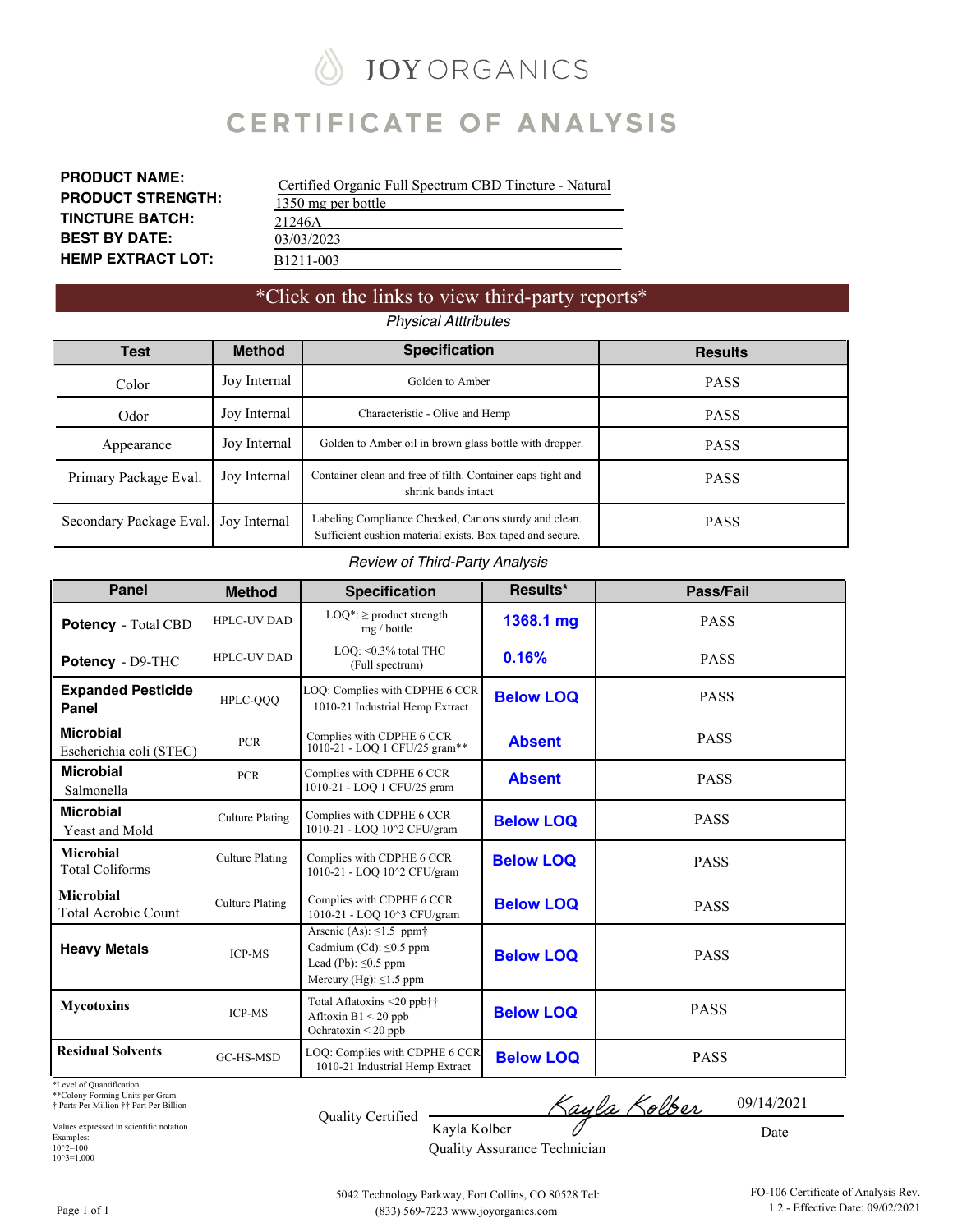# JOY ORGANICS

# CERTIFICATE OF ANALYSIS

**PRODUCT NAME:** Certified Organic Full Spectrum CBD Tincture - Natural
**PRODUCT STRENGTH:** 1350 mg per bottle
**TINCTURE BATCH:** 21246A
**BEST BY DATE:** 03/03/2023
**HEMP EXTRACT LOT:** B1211-003

*Click on the links to view third-party reports*

*Physical Atttributes*

| Test | Method | Specification | Results |
|---|---|---|---|
| Color | Joy Internal | Golden to Amber | PASS |
| Odor | Joy Internal | Characteristic - Olive and Hemp | PASS |
| Appearance | Joy Internal | Golden to Amber oil in brown glass bottle with dropper. | PASS |
| Primary Package Eval. | Joy Internal | Container clean and free of filth. Container caps tight and shrink bands intact | PASS |
| Secondary Package Eval. | Joy Internal | Labeling Compliance Checked, Cartons sturdy and clean. Sufficient cushion material exists. Box taped and secure. | PASS |

*Review of Third-Party Analysis*

| Panel | Method | Specification | Results* | Pass/Fail |
|---|---|---|---|---|
| **Potency** - Total CBD | HPLC-UV DAD | LOQ*: ≥ product strength mg / bottle | **1368.1 mg** | PASS |
| **Potency** - D9-THC | HPLC-UV DAD | LOQ: <0.3% total THC (Full spectrum) | **0.16%** | PASS |
| **Expanded Pesticide Panel** | HPLC-QQQ | LOQ: Complies with CDPHE 6 CCR 1010-21 Industrial Hemp Extract | **Below LOQ** | PASS |
| **Microbial** Escherichia coli (STEC) | PCR | Complies with CDPHE 6 CCR 1010-21 - LOQ 1 CFU/25 gram** | **Absent** | PASS |
| **Microbial** Salmonella | PCR | Complies with CDPHE 6 CCR 1010-21 - LOQ 1 CFU/25 gram | **Absent** | PASS |
| **Microbial** Yeast and Mold | Culture Plating | Complies with CDPHE 6 CCR 1010-21 - LOQ 10^2 CFU/gram | **Below LOQ** | PASS |
| **Microbial** Total Coliforms | Culture Plating | Complies with CDPHE 6 CCR 1010-21 - LOQ 10^2 CFU/gram | **Below LOQ** | PASS |
| **Microbial** Total Aerobic Count | Culture Plating | Complies with CDPHE 6 CCR 1010-21 - LOQ 10^3 CFU/gram | **Below LOQ** | PASS |
| **Heavy Metals** | ICP-MS | Arsenic (As): ≤1.5 ppm† Cadmium (Cd): ≤0.5 ppm Lead (Pb): ≤0.5 ppm Mercury (Hg): ≤1.5 ppm | **Below LOQ** | PASS |
| **Mycotoxins** | ICP-MS | Total Aflatoxins <20 ppb†† Afltoxin B1 < 20 ppb Ochratoxin < 20 ppb | **Below LOQ** | PASS |
| **Residual Solvents** | GC-HS-MSD | LOQ: Complies with CDPHE 6 CCR 1010-21 Industrial Hemp Extract | **Below LOQ** | PASS |

*Level of Quantification
**Colony Forming Units per Gram
† Parts Per Million †† Part Per Billion

Values expressed in scientific notation.
Examples:
10^2=100
10^3=1,000

Quality Certified: Kayla Kolber, Quality Assurance Technician — Date: 09/14/2021

5042 Technology Parkway, Fort Collins, CO 80528 Tel: (833) 569-7223 www.joyorganics.com

FO-106 Certificate of Analysis Rev. 1.2 - Effective Date: 09/02/2021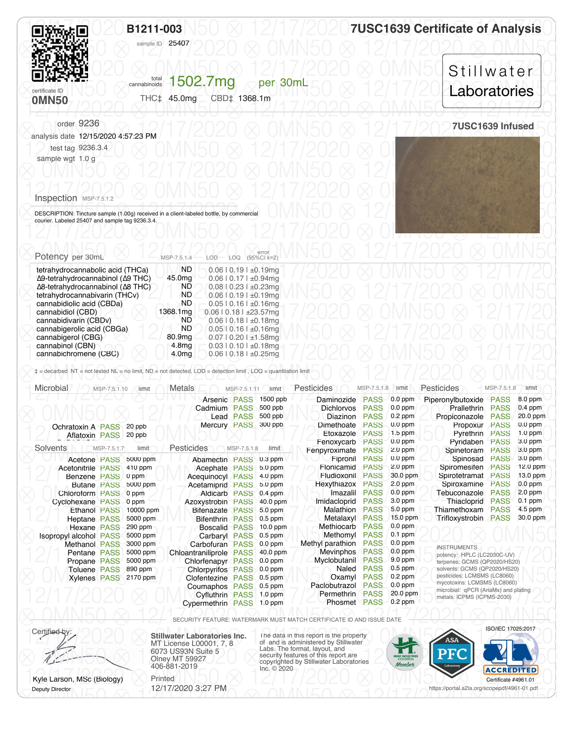# B1211-003

sample ID 25407

# 7USC1639 Certificate of Analysis

certificate ID **0MN50**

total cannabinoids **1502.7mg** per 30mL

THC‡ 45.0mg  CBD‡ 1368.1m

Stillwater Laboratories

order 9236
analysis date 12/15/2020 4:57:23 PM
test tag 9236.3.4
sample wgt 1.0 g

**7USC1639 Infused**

## Inspection MSP-7.5.1.2

DESCRIPTION: Tincture sample (1.00g) received in a client-labeled bottle, by commercial courier. Labeled 25407 and sample tag 9236.3.4.

## Potency per 30mL MSP-7.5.1.4

| Compound | Result | LOD | LOQ | error (95%CI k=2) |
|---|---|---|---|---|
| tetrahydrocannabolic acid (THCa) | ND | 0.06 | 0.19 | ±0.19mg |
| Δ9-tetrahydrocannabinol (Δ9 THC) | 45.0mg | 0.06 | 0.17 | ±0.94mg |
| Δ8-tetrahydrocannabinol (Δ8 THC) | ND | 0.08 | 0.23 | ±0.23mg |
| tetrahydrocannabivarin (THCv) | ND | 0.06 | 0.19 | ±0.19mg |
| cannabidiolic acid (CBDa) | ND | 0.05 | 0.16 | ±0.16mg |
| cannabidiol (CBD) | 1368.1mg | 0.06 | 0.18 | ±23.57mg |
| cannabidivarin (CBDv) | ND | 0.06 | 0.18 | ±0.18mg |
| cannabigerolic acid (CBGa) | ND | 0.05 | 0.16 | ±0.16mg |
| cannabigerol (CBG) | 80.9mg | 0.07 | 0.20 | ±1.58mg |
| cannabinol (CBN) | 4.8mg | 0.03 | 0.10 | ±0.18mg |
| cannabichromene (CBC) | 4.0mg | 0.06 | 0.18 | ±0.25mg |

‡ = decarbed NT = not tested NL = no limit, ND = not detected, LOD = detection limit , LOQ = quantitation limit

## Microbial MSP-7.5.1.10

| Analyte | Result | limit |
|---|---|---|
| Ochratoxin A | PASS | 20 ppb |
| Aflatoxin | PASS | 20 ppb |

## Metals MSP-7.5.1.11

| Analyte | Result | limit |
|---|---|---|
| Arsenic | PASS | 1500 ppb |
| Cadmium | PASS | 500 ppb |
| Lead | PASS | 500 ppb |
| Mercury | PASS | 300 ppb |

## Solvents MSP-7.5.1.7

| Analyte | Result | limit |
|---|---|---|
| Acetone | PASS | 5000 ppm |
| Acetonitrile | PASS | 410 ppm |
| Benzene | PASS | 0 ppm |
| Butane | PASS | 5000 ppm |
| Chloroform | PASS | 0 ppm |
| Cyclohexane | PASS | 0 ppm |
| Ethanol | PASS | 10000 ppm |
| Heptane | PASS | 5000 ppm |
| Hexane | PASS | 290 ppm |
| Isopropyl alcohol | PASS | 5000 ppm |
| Methanol | PASS | 3000 ppm |
| Pentane | PASS | 5000 ppm |
| Propane | PASS | 5000 ppm |
| Toluene | PASS | 890 ppm |
| Xylenes | PASS | 2170 ppm |

## Pesticides MSP-7.5.1.8

| Analyte | Result | limit |
|---|---|---|
| Abamectin | PASS | 0.3 ppm |
| Acephate | PASS | 5.0 ppm |
| Acequinocyl | PASS | 4.0 ppm |
| Acetamiprid | PASS | 5.0 ppm |
| Aldicarb | PASS | 0.4 ppm |
| Azoxystrobin | PASS | 40.0 ppm |
| Bifenazate | PASS | 5.0 ppm |
| Bifenthrin | PASS | 0.5 ppm |
| Boscalid | PASS | 10.0 ppm |
| Carbaryl | PASS | 0.5 ppm |
| Carbofuran | PASS | 0.0 ppm |
| Chloantraniliprole | PASS | 40.0 ppm |
| Chlorfenapyr | PASS | 0.0 ppm |
| Chlorpyrifos | PASS | 0.0 ppm |
| Clofentezine | PASS | 0.5 ppm |
| Coumaphos | PASS | 0.5 ppm |
| Cyfluthrin | PASS | 1.0 ppm |
| Cypermethrin | PASS | 1.0 ppm |
| Daminozide | PASS | 0.0 ppm |
| Dichlorvos | PASS | 0.0 ppm |
| Diazinon | PASS | 0.2 ppm |
| Dimethoate | PASS | 0.0 ppm |
| Etoxazole | PASS | 1.5 ppm |
| Fenoxycarb | PASS | 0.0 ppm |
| Fenpyroximate | PASS | 2.0 ppm |
| Fipronil | PASS | 0.0 ppm |
| Flonicamid | PASS | 2.0 ppm |
| Fludioxonil | PASS | 30.0 ppm |
| Hexythiazox | PASS | 2.0 ppm |
| Imazalil | PASS | 0.0 ppm |
| Imidacloprid | PASS | 3.0 ppm |
| Malathion | PASS | 5.0 ppm |
| Metalaxyl | PASS | 15.0 ppm |
| Methiocarb | PASS | 0.0 ppm |
| Methomyl | PASS | 0.1 ppm |
| Methyl parathion | PASS | 0.0 ppm |
| Mevinphos | PASS | 0.0 ppm |
| Myclobutanil | PASS | 9.0 ppm |
| Naled | PASS | 0.5 ppm |
| Oxamyl | PASS | 0.2 ppm |
| Paclobutrazol | PASS | 0.0 ppm |
| Permethrin | PASS | 20.0 ppm |
| Phosmet | PASS | 0.2 ppm |
| Piperonylbutoxide | PASS | 8.0 ppm |
| Prallethrin | PASS | 0.4 ppm |
| Propiconazole | PASS | 20.0 ppm |
| Propoxur | PASS | 0.0 ppm |
| Pyrethrin | PASS | 1.0 ppm |
| Pyridaben | PASS | 3.0 ppm |
| Spinetoram | PASS | 3.0 ppm |
| Spinosad | PASS | 3.0 ppm |
| Spiromesifen | PASS | 12.0 ppm |
| Spirotetramat | PASS | 13.0 ppm |
| Spiroxamine | PASS | 0.0 ppm |
| Tebuconazole | PASS | 2.0 ppm |
| Thiacloprid | PASS | 0.1 ppm |
| Thiamethoxam | PASS | 4.5 ppm |
| Trifloxystrobin | PASS | 30.0 ppm |

INSTRUMENTS
potency: HPLC (LC2030C-UV)
terpenes: GCMS (QP2020/HS20)
solvents: GCMS (QP2020/HS20)
pesticides: LCMSMS (LC8060)
mycotoxins: LCMSMS (LC8060)
microbial: qPCR (AriaMx) and plating
metals: ICPMS (ICPMS-2030)

SECURITY FEATURE: WATERMARK MUST MATCH CERTIFICATE ID AND ISSUE DATE

Certified by:

Kyle Larson, MSc (Biology)
Deputy Director

**Stillwater Laboratories Inc.**
MT License L00001, 7, 8
6073 US93N Suite 5
Olney MT 59927
406-881-2019

Printed
12/17/2020 3:27 PM

The data in this report is the property of and is administered by Stillwater Labs. The format, layout, and security features of this report are copyrighted by Stillwater Laboratories Inc. © 2020

ISO/IEC 17025:2017
ACCREDITED
Certificate #4961.01
https://portal.a2la.org/scopepdf/4961-01.pdf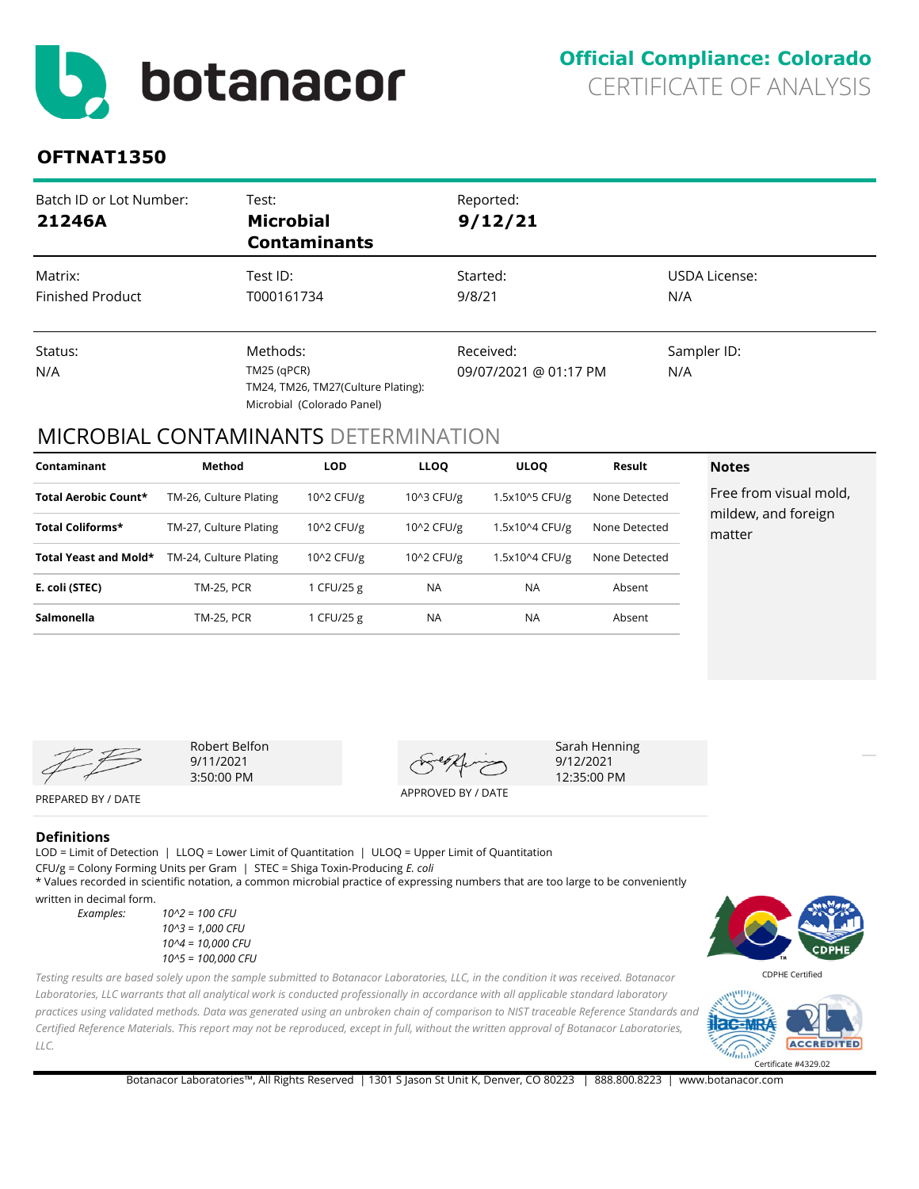# botanacor

**Official Compliance: Colorado**
CERTIFICATE OF ANALYSIS

## OFTNAT1350

| Batch ID or Lot Number: | Test: | Reported: | |
|---|---|---|---|
| **21246A** | **Microbial Contaminants** | **9/12/21** | |
| Matrix: | Test ID: | Started: | USDA License: |
| Finished Product | T000161734 | 9/8/21 | N/A |
| Status: | Methods: | Received: | Sampler ID: |
| N/A | TM25 (qPCR)<br>TM24, TM26, TM27(Culture Plating):<br>Microbial (Colorado Panel) | 09/07/2021 @ 01:17 PM | N/A |

## MICROBIAL CONTAMINANTS DETERMINATION

| Contaminant | Method | LOD | LLOQ | ULOQ | Result |
|---|---|---|---|---|---|
| **Total Aerobic Count*** | TM-26, Culture Plating | 10^2 CFU/g | 10^3 CFU/g | 1.5x10^5 CFU/g | None Detected |
| **Total Coliforms*** | TM-27, Culture Plating | 10^2 CFU/g | 10^2 CFU/g | 1.5x10^4 CFU/g | None Detected |
| **Total Yeast and Mold*** | TM-24, Culture Plating | 10^2 CFU/g | 10^2 CFU/g | 1.5x10^4 CFU/g | None Detected |
| **E. coli (STEC)** | TM-25, PCR | 1 CFU/25 g | NA | NA | Absent |
| **Salmonella** | TM-25, PCR | 1 CFU/25 g | NA | NA | Absent |

**Notes**

Free from visual mold, mildew, and foreign matter

Robert Belfon
9/11/2021
3:50:00 PM

PREPARED BY / DATE

Sarah Henning
9/12/2021
12:35:00 PM

APPROVED BY / DATE

### Definitions

LOD = Limit of Detection | LLOQ = Lower Limit of Quantitation | ULOQ = Upper Limit of Quantitation
CFU/g = Colony Forming Units per Gram | STEC = Shiga Toxin-Producing *E. coli*
* Values recorded in scientific notation, a common microbial practice of expressing numbers that are too large to be conveniently written in decimal form.

*Examples:*
*10^2 = 100 CFU*
*10^3 = 1,000 CFU*
*10^4 = 10,000 CFU*
*10^5 = 100,000 CFU*

*Testing results are based solely upon the sample submitted to Botanacor Laboratories, LLC, in the condition it was received. Botanacor Laboratories, LLC warrants that all analytical work is conducted professionally in accordance with all applicable standard laboratory practices using validated methods. Data was generated using an unbroken chain of comparison to NIST traceable Reference Standards and Certified Reference Materials. This report may not be reproduced, except in full, without the written approval of Botanacor Laboratories, LLC.*

CDPHE Certified

Certificate #4329.02

Botanacor Laboratories™, All Rights Reserved | 1301 S Jason St Unit K, Denver, CO 80223 | 888.800.8223 | www.botanacor.com